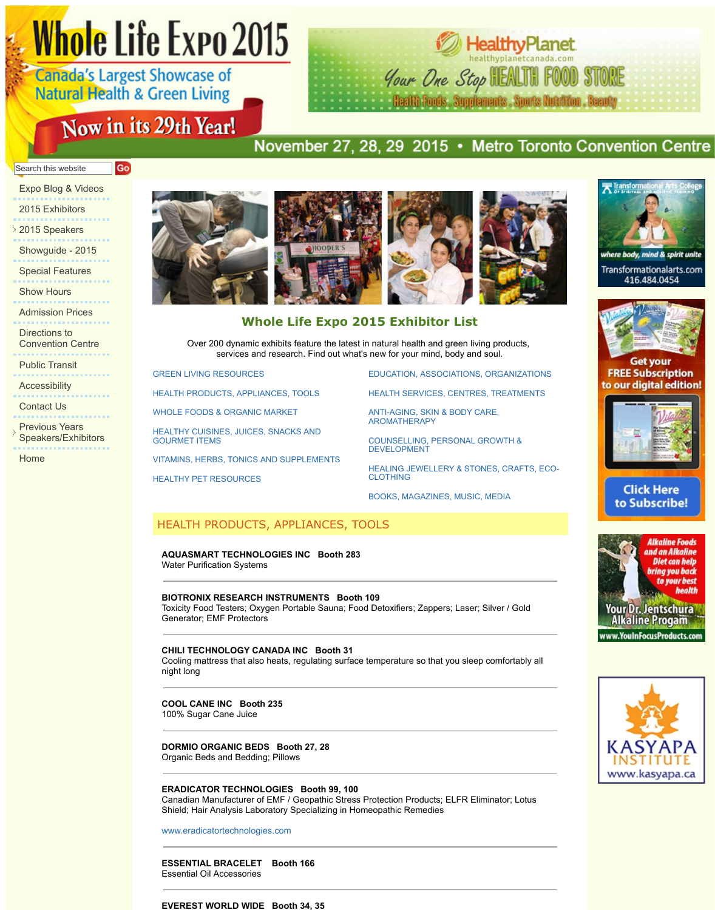# Whole Life Expo 2015

Canada's Largest Showcase of Natural Health & Green Living

Now in its 29th Year!

November 27, 28, 29 2015 • Metro Toronto Convention Centre

HealthyPlanet healthyplanetcanada.com Your One Stop HEALTH FOOD STORE Health Foods . Supplements . Sports Nutrition . Beauty

Search this website Go

- Expo Blog & Videos
- 2015 Exhibitors
- 2015 Speakers
- Showguide - 2015
- Special Features
- Show Hours
- Admission Prices
- Directions to Convention Centre
- Public Transit
- Accessibility
- Contact Us
- Previous Years Speakers/Exhibitors
- Home

## Whole Life Expo 2015 Exhibitor List

Over 200 dynamic exhibits feature the latest in natural health and green living products, services and research. Find out what's new for your mind, body and soul.

- GREEN LIVING RESOURCES
- HEALTH PRODUCTS, APPLIANCES, TOOLS
- WHOLE FOODS & ORGANIC MARKET
- HEALTHY CUISINES, JUICES, SNACKS AND GOURMET ITEMS
- VITAMINS, HERBS, TONICS AND SUPPLEMENTS
- HEALTHY PET RESOURCES
- EDUCATION, ASSOCIATIONS, ORGANIZATIONS
- HEALTH SERVICES, CENTRES, TREATMENTS
- ANTI-AGING, SKIN & BODY CARE, AROMATHERAPY
- COUNSELLING, PERSONAL GROWTH & DEVELOPMENT
- HEALING JEWELLERY & STONES, CRAFTS, ECO-CLOTHING
- BOOKS, MAGAZINES, MUSIC, MEDIA

## HEALTH PRODUCTS, APPLIANCES, TOOLS

**AQUASMART TECHNOLOGIES INC Booth 283**
Water Purification Systems

**BIOTRONIX RESEARCH INSTRUMENTS Booth 109**
Toxicity Food Testers; Oxygen Portable Sauna; Food Detoxifiers; Zappers; Laser; Silver / Gold Generator; EMF Protectors

**CHILI TECHNOLOGY CANADA INC Booth 31**
Cooling mattress that also heats, regulating surface temperature so that you sleep comfortably all night long

**COOL CANE INC Booth 235**
100% Sugar Cane Juice

**DORMIO ORGANIC BEDS Booth 27, 28**
Organic Beds and Bedding; Pillows

**ERADICATOR TECHNOLOGIES Booth 99, 100**
Canadian Manufacturer of EMF / Geopathic Stress Protection Products; ELFR Eliminator; Lotus Shield; Hair Analysis Laboratory Specializing in Homeopathic Remedies

www.eradicatortechnologies.com

**ESSENTIAL BRACELET Booth 166**
Essential Oil Accessories

**EVEREST WORLD WIDE Booth 34, 35**

Transformational Arts College of Spiritual and Holistic Training — where body, mind & spirit unite — Transformationalarts.com 416.484.0454

Get your FREE Subscription to our digital edition! Click Here to Subscribe!

Alkaline Foods and an Alkaline Diet can help bring you back to your best health — Your Dr. Jentschura Alkaline Progam — www.YouInFocusProducts.com

KASYAPA INSTITUTE www.kasyapa.ca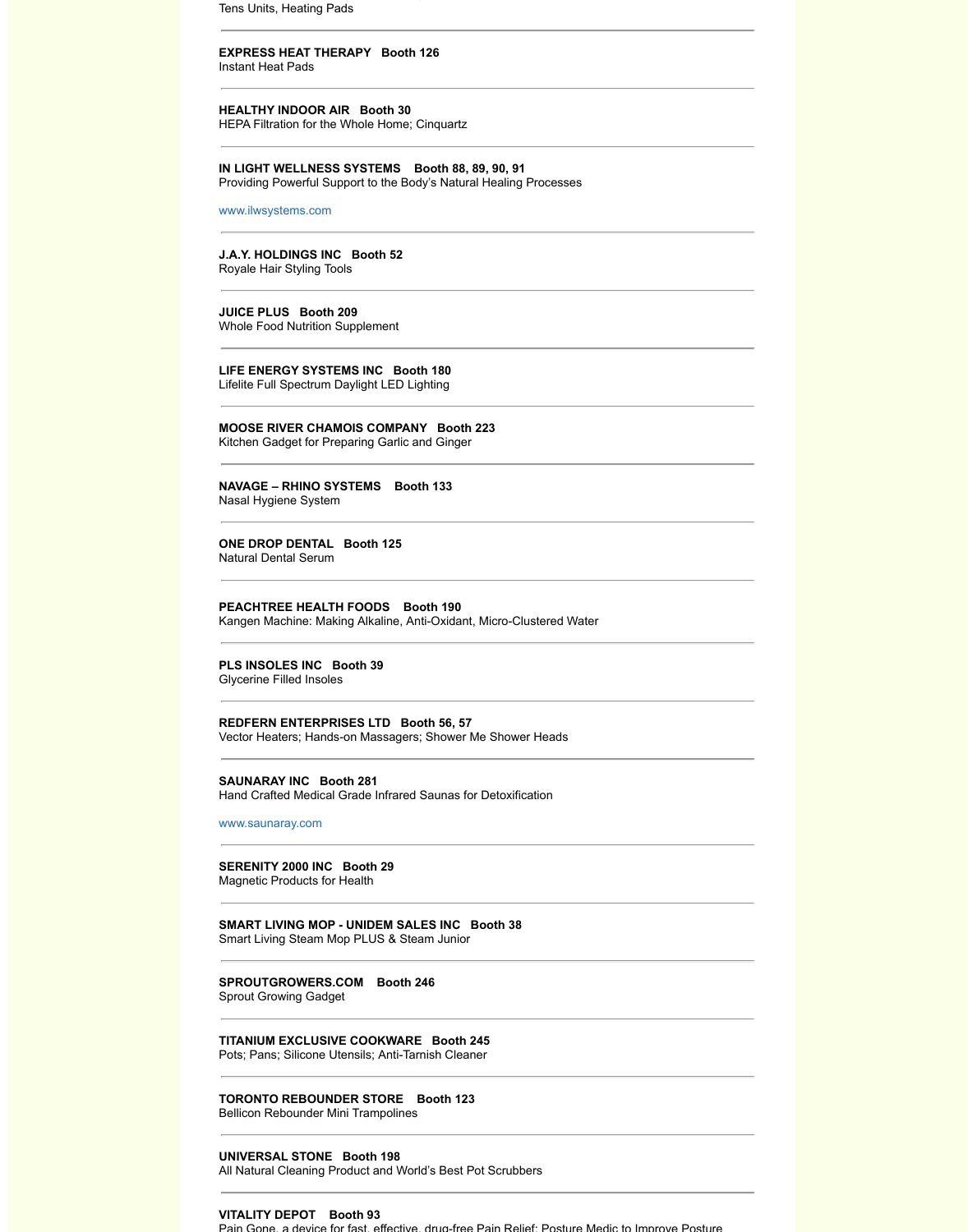Tens Units, Heating Pads

---

**EXPRESS HEAT THERAPY   Booth 126**
Instant Heat Pads

---

**HEALTHY INDOOR AIR   Booth 30**
HEPA Filtration for the Whole Home; Cinquartz

---

**IN LIGHT WELLNESS SYSTEMS   Booth 88, 89, 90, 91**
Providing Powerful Support to the Body's Natural Healing Processes

www.ilwsystems.com

---

**J.A.Y. HOLDINGS INC   Booth 52**
Royale Hair Styling Tools

---

**JUICE PLUS   Booth 209**
Whole Food Nutrition Supplement

---

**LIFE ENERGY SYSTEMS INC   Booth 180**
Lifelite Full Spectrum Daylight LED Lighting

---

**MOOSE RIVER CHAMOIS COMPANY   Booth 223**
Kitchen Gadget for Preparing Garlic and Ginger

---

**NAVAGE – RHINO SYSTEMS   Booth 133**
Nasal Hygiene System

---

**ONE DROP DENTAL   Booth 125**
Natural Dental Serum

---

**PEACHTREE HEALTH FOODS   Booth 190**
Kangen Machine: Making Alkaline, Anti-Oxidant, Micro-Clustered Water

---

**PLS INSOLES INC   Booth 39**
Glycerine Filled Insoles

---

**REDFERN ENTERPRISES LTD   Booth 56, 57**
Vector Heaters; Hands-on Massagers; Shower Me Shower Heads

---

**SAUNARAY INC   Booth 281**
Hand Crafted Medical Grade Infrared Saunas for Detoxification

www.saunaray.com

---

**SERENITY 2000 INC   Booth 29**
Magnetic Products for Health

---

**SMART LIVING MOP - UNIDEM SALES INC   Booth 38**
Smart Living Steam Mop PLUS & Steam Junior

---

**SPROUTGROWERS.COM   Booth 246**
Sprout Growing Gadget

---

**TITANIUM EXCLUSIVE COOKWARE   Booth 245**
Pots; Pans; Silicone Utensils; Anti-Tarnish Cleaner

---

**TORONTO REBOUNDER STORE   Booth 123**
Bellicon Rebounder Mini Trampolines

---

**UNIVERSAL STONE   Booth 198**
All Natural Cleaning Product and World's Best Pot Scrubbers

---

**VITALITY DEPOT   Booth 93**
Pain Gone, a device for fast, effective, drug-free Pain Relief; Posture Medic to Improve Posture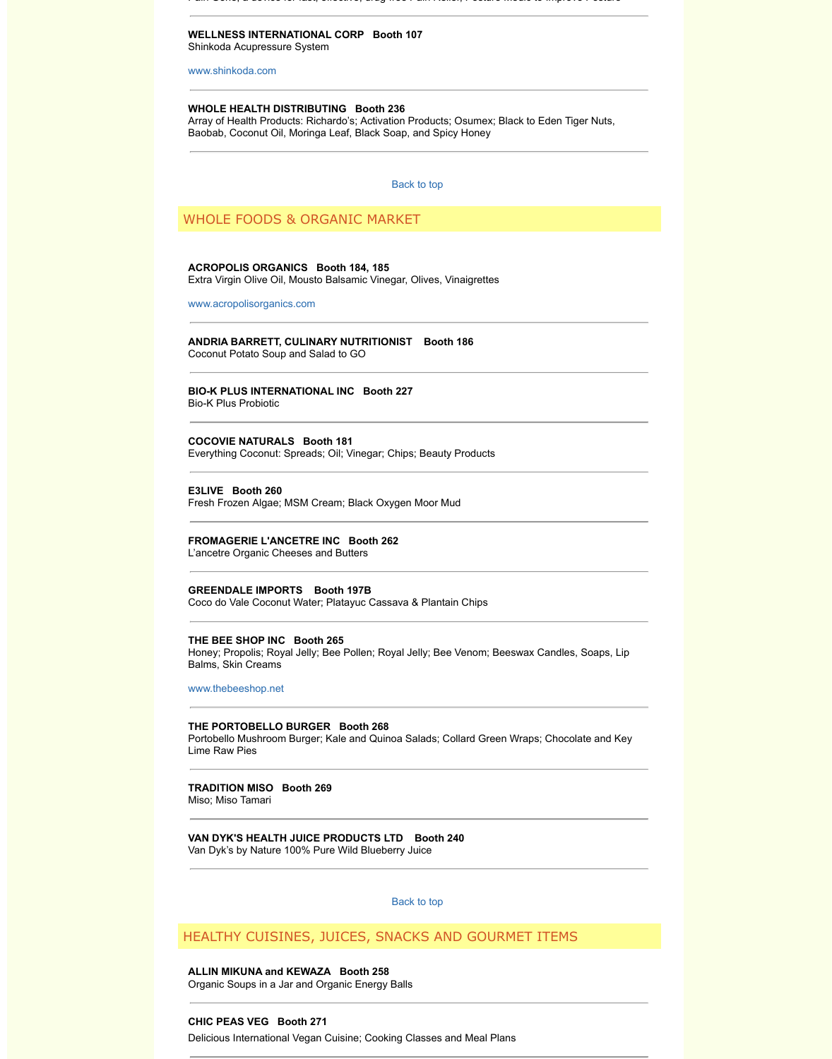**WELLNESS INTERNATIONAL CORP   Booth 107**
Shinkoda Acupressure System

www.shinkoda.com

---

**WHOLE HEALTH DISTRIBUTING   Booth 236**
Array of Health Products: Richardo's; Activation Products; Osumex; Black to Eden Tiger Nuts, Baobab, Coconut Oil, Moringa Leaf, Black Soap, and Spicy Honey

---

Back to top

## WHOLE FOODS & ORGANIC MARKET

**ACROPOLIS ORGANICS   Booth 184, 185**
Extra Virgin Olive Oil, Mousto Balsamic Vinegar, Olives, Vinaigrettes

www.acropolisorganics.com

---

**ANDRIA BARRETT, CULINARY NUTRITIONIST   Booth 186**
Coconut Potato Soup and Salad to GO

---

**BIO-K PLUS INTERNATIONAL INC   Booth 227**
Bio-K Plus Probiotic

---

**COCOVIE NATURALS   Booth 181**
Everything Coconut: Spreads; Oil; Vinegar; Chips; Beauty Products

---

**E3LIVE   Booth 260**
Fresh Frozen Algae; MSM Cream; Black Oxygen Moor Mud

---

**FROMAGERIE L'ANCETRE INC   Booth 262**
L'ancetre Organic Cheeses and Butters

---

**GREENDALE IMPORTS   Booth 197B**
Coco do Vale Coconut Water; Platayuc Cassava & Plantain Chips

---

**THE BEE SHOP INC   Booth 265**
Honey; Propolis; Royal Jelly; Bee Pollen; Royal Jelly; Bee Venom; Beeswax Candles, Soaps, Lip Balms, Skin Creams

www.thebeeshop.net

---

**THE PORTOBELLO BURGER   Booth 268**
Portobello Mushroom Burger; Kale and Quinoa Salads; Collard Green Wraps; Chocolate and Key Lime Raw Pies

---

**TRADITION MISO   Booth 269**
Miso; Miso Tamari

---

**VAN DYK'S HEALTH JUICE PRODUCTS LTD   Booth 240**
Van Dyk's by Nature 100% Pure Wild Blueberry Juice

---

Back to top

## HEALTHY CUISINES, JUICES, SNACKS AND GOURMET ITEMS

**ALLIN MIKUNA and KEWAZA   Booth 258**
Organic Soups in a Jar and Organic Energy Balls

---

**CHIC PEAS VEG   Booth 271**
Delicious International Vegan Cuisine; Cooking Classes and Meal Plans

---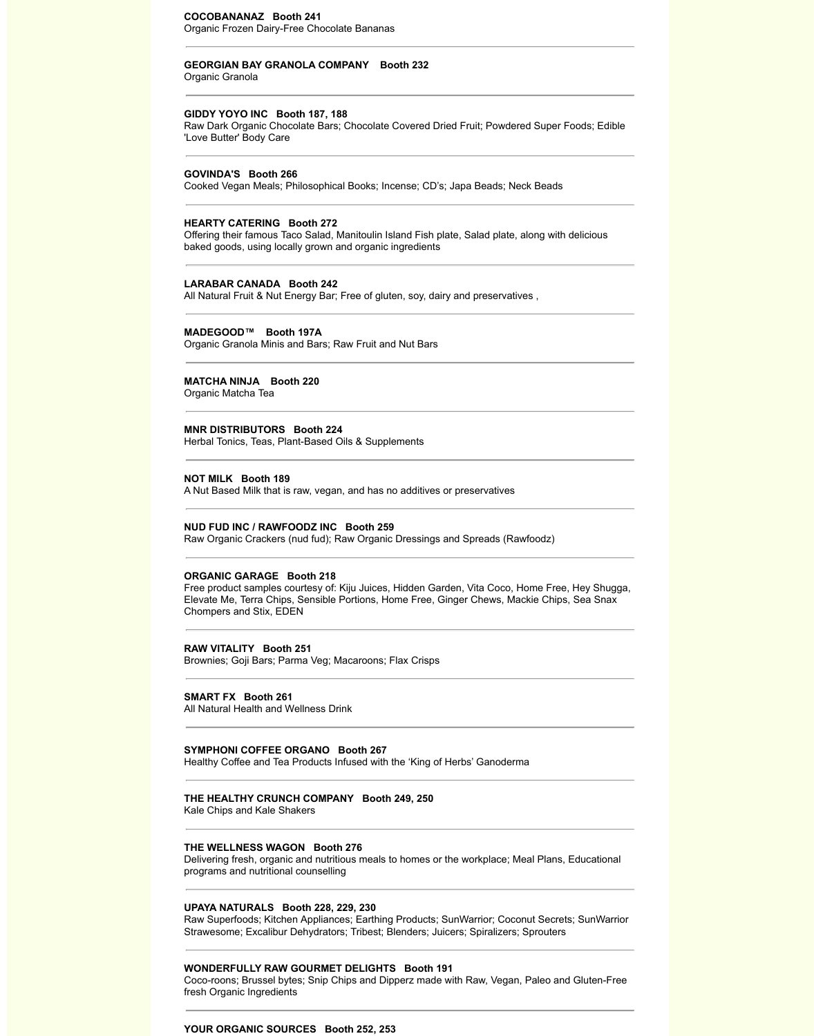**COCOBANANAZ Booth 241**
Organic Frozen Dairy-Free Chocolate Bananas

---

**GEORGIAN BAY GRANOLA COMPANY Booth 232**
Organic Granola

---

**GIDDY YOYO INC Booth 187, 188**
Raw Dark Organic Chocolate Bars; Chocolate Covered Dried Fruit; Powdered Super Foods; Edible 'Love Butter' Body Care

---

**GOVINDA'S Booth 266**
Cooked Vegan Meals; Philosophical Books; Incense; CD's; Japa Beads; Neck Beads

---

**HEARTY CATERING Booth 272**
Offering their famous Taco Salad, Manitoulin Island Fish plate, Salad plate, along with delicious baked goods, using locally grown and organic ingredients

---

**LARABAR CANADA Booth 242**
All Natural Fruit & Nut Energy Bar; Free of gluten, soy, dairy and preservatives ,

---

**MADEGOOD™ Booth 197A**
Organic Granola Minis and Bars; Raw Fruit and Nut Bars

---

**MATCHA NINJA Booth 220**
Organic Matcha Tea

---

**MNR DISTRIBUTORS Booth 224**
Herbal Tonics, Teas, Plant-Based Oils & Supplements

---

**NOT MILK Booth 189**
A Nut Based Milk that is raw, vegan, and has no additives or preservatives

---

**NUD FUD INC / RAWFOODZ INC Booth 259**
Raw Organic Crackers (nud fud); Raw Organic Dressings and Spreads (Rawfoodz)

---

**ORGANIC GARAGE Booth 218**
Free product samples courtesy of: Kiju Juices, Hidden Garden, Vita Coco, Home Free, Hey Shugga, Elevate Me, Terra Chips, Sensible Portions, Home Free, Ginger Chews, Mackie Chips, Sea Snax Chompers and Stix, EDEN

---

**RAW VITALITY Booth 251**
Brownies; Goji Bars; Parma Veg; Macaroons; Flax Crisps

---

**SMART FX Booth 261**
All Natural Health and Wellness Drink

---

**SYMPHONI COFFEE ORGANO Booth 267**
Healthy Coffee and Tea Products Infused with the 'King of Herbs' Ganoderma

---

**THE HEALTHY CRUNCH COMPANY Booth 249, 250**
Kale Chips and Kale Shakers

---

**THE WELLNESS WAGON Booth 276**
Delivering fresh, organic and nutritious meals to homes or the workplace; Meal Plans, Educational programs and nutritional counselling

---

**UPAYA NATURALS Booth 228, 229, 230**
Raw Superfoods; Kitchen Appliances; Earthing Products; SunWarrior; Coconut Secrets; SunWarrior Strawesome; Excalibur Dehydrators; Tribest; Blenders; Juicers; Spiralizers; Sprouters

---

**WONDERFULLY RAW GOURMET DELIGHTS Booth 191**
Coco-roons; Brussel bytes; Snip Chips and Dipperz made with Raw, Vegan, Paleo and Gluten-Free fresh Organic Ingredients

---

**YOUR ORGANIC SOURCES Booth 252, 253**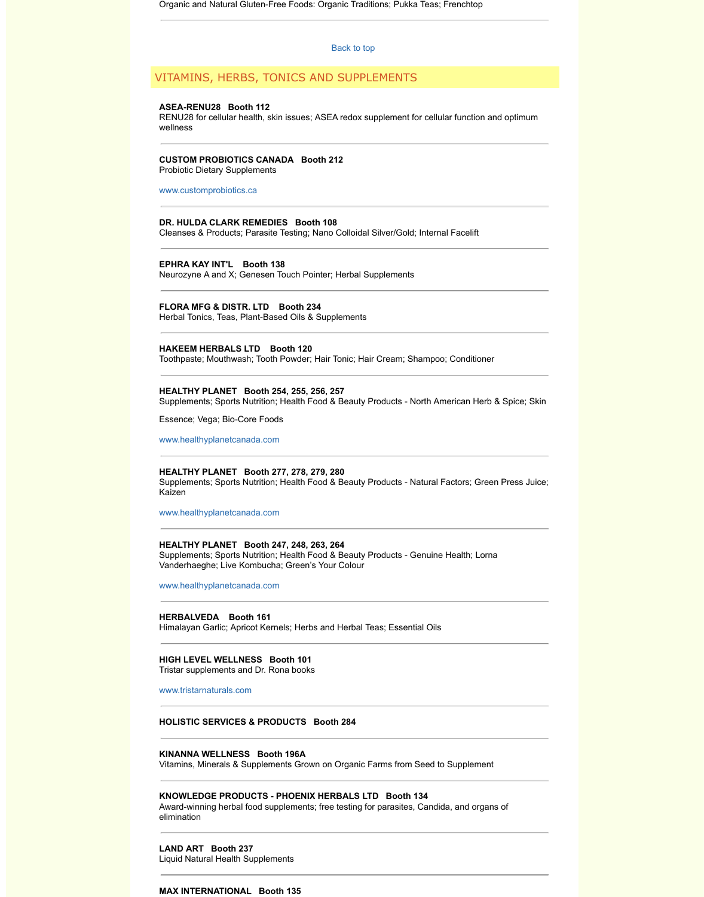Organic and Natural Gluten-Free Foods: Organic Traditions; Pukka Teas; Frenchtop

---

Back to top

## VITAMINS, HERBS, TONICS AND SUPPLEMENTS

**ASEA-RENU28   Booth 112**
RENU28 for cellular health, skin issues; ASEA redox supplement for cellular function and optimum wellness

---

**CUSTOM PROBIOTICS CANADA   Booth 212**
Probiotic Dietary Supplements

www.customprobiotics.ca

---

**DR. HULDA CLARK REMEDIES   Booth 108**
Cleanses & Products; Parasite Testing; Nano Colloidal Silver/Gold; Internal Facelift

---

**EPHRA KAY INT'L   Booth 138**
Neurozyne A and X; Genesen Touch Pointer; Herbal Supplements

---

**FLORA MFG & DISTR. LTD   Booth 234**
Herbal Tonics, Teas, Plant-Based Oils & Supplements

---

**HAKEEM HERBALS LTD   Booth 120**
Toothpaste; Mouthwash; Tooth Powder; Hair Tonic; Hair Cream; Shampoo; Conditioner

---

**HEALTHY PLANET   Booth 254, 255, 256, 257**
Supplements; Sports Nutrition; Health Food & Beauty Products - North American Herb & Spice; Skin Essence; Vega; Bio-Core Foods

www.healthyplanetcanada.com

---

**HEALTHY PLANET   Booth 277, 278, 279, 280**
Supplements; Sports Nutrition; Health Food & Beauty Products - Natural Factors; Green Press Juice; Kaizen

www.healthyplanetcanada.com

---

**HEALTHY PLANET   Booth 247, 248, 263, 264**
Supplements; Sports Nutrition; Health Food & Beauty Products - Genuine Health; Lorna Vanderhaeghe; Live Kombucha; Green's Your Colour

www.healthyplanetcanada.com

---

**HERBALVEDA   Booth 161**
Himalayan Garlic; Apricot Kernels; Herbs and Herbal Teas; Essential Oils

---

**HIGH LEVEL WELLNESS   Booth 101**
Tristar supplements and Dr. Rona books

www.tristarnaturals.com

---

**HOLISTIC SERVICES & PRODUCTS   Booth 284**

---

**KINANNA WELLNESS   Booth 196A**
Vitamins, Minerals & Supplements Grown on Organic Farms from Seed to Supplement

---

**KNOWLEDGE PRODUCTS - PHOENIX HERBALS LTD   Booth 134**
Award-winning herbal food supplements; free testing for parasites, Candida, and organs of elimination

---

**LAND ART   Booth 237**
Liquid Natural Health Supplements

---

**MAX INTERNATIONAL   Booth 135**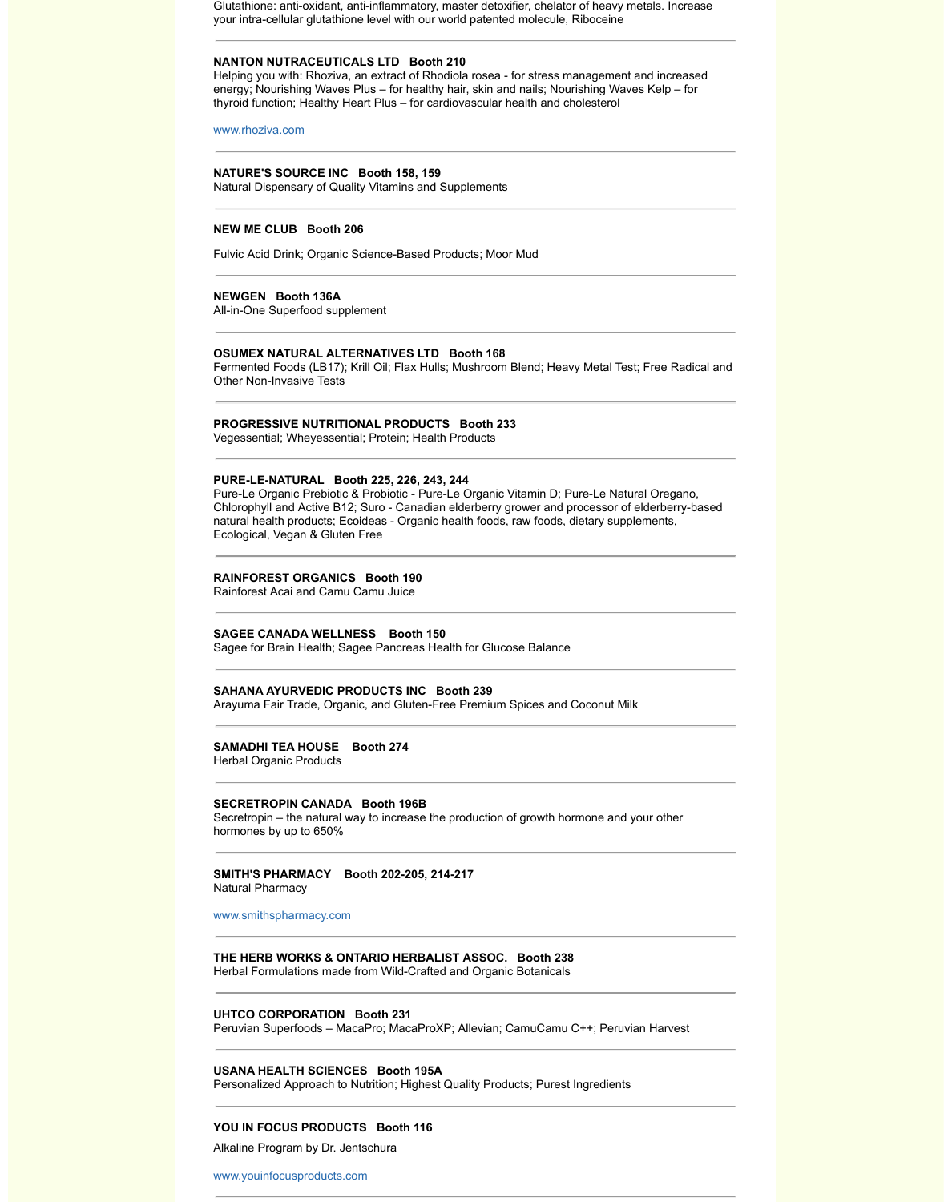Glutathione: anti-oxidant, anti-inflammatory, master detoxifier, chelator of heavy metals. Increase your intra-cellular glutathione level with our world patented molecule, Riboceine

---

**NANTON NUTRACEUTICALS LTD   Booth 210**
Helping you with: Rhoziva, an extract of Rhodiola rosea - for stress management and increased energy; Nourishing Waves Plus – for healthy hair, skin and nails; Nourishing Waves Kelp – for thyroid function; Healthy Heart Plus – for cardiovascular health and cholesterol

www.rhoziva.com

---

**NATURE'S SOURCE INC   Booth 158, 159**
Natural Dispensary of Quality Vitamins and Supplements

---

**NEW ME CLUB   Booth 206**

Fulvic Acid Drink; Organic Science-Based Products; Moor Mud

---

**NEWGEN   Booth 136A**
All-in-One Superfood supplement

---

**OSUMEX NATURAL ALTERNATIVES LTD   Booth 168**
Fermented Foods (LB17); Krill Oil; Flax Hulls; Mushroom Blend; Heavy Metal Test; Free Radical and Other Non-Invasive Tests

---

**PROGRESSIVE NUTRITIONAL PRODUCTS   Booth 233**
Vegessential; Wheyessential; Protein; Health Products

---

**PURE-LE-NATURAL   Booth 225, 226, 243, 244**
Pure-Le Organic Prebiotic & Probiotic - Pure-Le Organic Vitamin D; Pure-Le Natural Oregano, Chlorophyll and Active B12; Suro - Canadian elderberry grower and processor of elderberry-based natural health products; Ecoideas - Organic health foods, raw foods, dietary supplements, Ecological, Vegan & Gluten Free

---

**RAINFOREST ORGANICS   Booth 190**
Rainforest Acai and Camu Camu Juice

---

**SAGEE CANADA WELLNESS   Booth 150**
Sagee for Brain Health; Sagee Pancreas Health for Glucose Balance

---

**SAHANA AYURVEDIC PRODUCTS INC   Booth 239**
Arayuma Fair Trade, Organic, and Gluten-Free Premium Spices and Coconut Milk

---

**SAMADHI TEA HOUSE   Booth 274**
Herbal Organic Products

---

**SECRETROPIN CANADA   Booth 196B**
Secretropin – the natural way to increase the production of growth hormone and your other hormones by up to 650%

---

**SMITH'S PHARMACY   Booth 202-205, 214-217**
Natural Pharmacy

www.smithspharmacy.com

---

**THE HERB WORKS & ONTARIO HERBALIST ASSOC.   Booth 238**
Herbal Formulations made from Wild-Crafted and Organic Botanicals

---

**UHTCO CORPORATION   Booth 231**
Peruvian Superfoods – MacaPro; MacaProXP; Allevian; CamuCamu C++; Peruvian Harvest

---

**USANA HEALTH SCIENCES   Booth 195A**
Personalized Approach to Nutrition; Highest Quality Products; Purest Ingredients

---

**YOU IN FOCUS PRODUCTS   Booth 116**

Alkaline Program by Dr. Jentschura

www.youinfocusproducts.com

---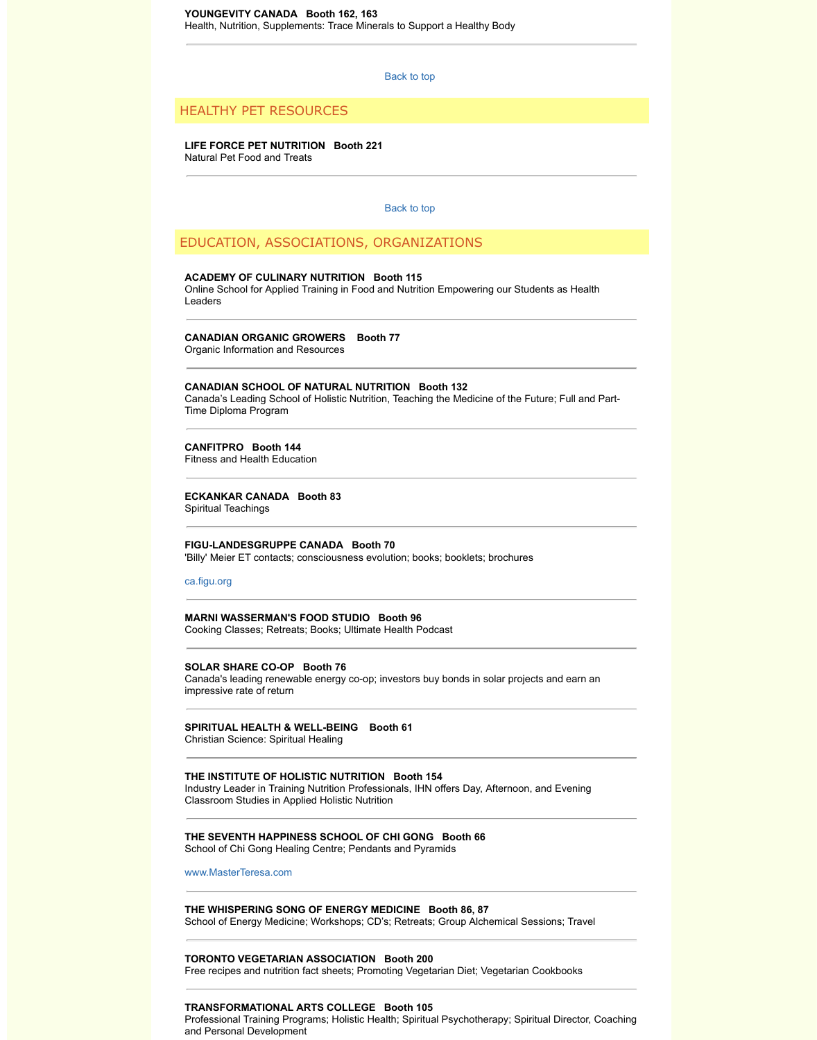**YOUNGEVITY CANADA Booth 162, 163**
Health, Nutrition, Supplements: Trace Minerals to Support a Healthy Body

---

Back to top

## HEALTHY PET RESOURCES

**LIFE FORCE PET NUTRITION Booth 221**
Natural Pet Food and Treats

---

Back to top

## EDUCATION, ASSOCIATIONS, ORGANIZATIONS

**ACADEMY OF CULINARY NUTRITION Booth 115**
Online School for Applied Training in Food and Nutrition Empowering our Students as Health Leaders

---

**CANADIAN ORGANIC GROWERS Booth 77**
Organic Information and Resources

---

**CANADIAN SCHOOL OF NATURAL NUTRITION Booth 132**
Canada's Leading School of Holistic Nutrition, Teaching the Medicine of the Future; Full and Part-Time Diploma Program

---

**CANFITPRO Booth 144**
Fitness and Health Education

---

**ECKANKAR CANADA Booth 83**
Spiritual Teachings

---

**FIGU-LANDESGRUPPE CANADA Booth 70**
'Billy' Meier ET contacts; consciousness evolution; books; booklets; brochures

ca.figu.org

---

**MARNI WASSERMAN'S FOOD STUDIO Booth 96**
Cooking Classes; Retreats; Books; Ultimate Health Podcast

---

**SOLAR SHARE CO-OP Booth 76**
Canada's leading renewable energy co-op; investors buy bonds in solar projects and earn an impressive rate of return

---

**SPIRITUAL HEALTH & WELL-BEING Booth 61**
Christian Science: Spiritual Healing

---

**THE INSTITUTE OF HOLISTIC NUTRITION Booth 154**
Industry Leader in Training Nutrition Professionals, IHN offers Day, Afternoon, and Evening Classroom Studies in Applied Holistic Nutrition

---

**THE SEVENTH HAPPINESS SCHOOL OF CHI GONG Booth 66**
School of Chi Gong Healing Centre; Pendants and Pyramids

www.MasterTeresa.com

---

**THE WHISPERING SONG OF ENERGY MEDICINE Booth 86, 87**
School of Energy Medicine; Workshops; CD's; Retreats; Group Alchemical Sessions; Travel

---

**TORONTO VEGETARIAN ASSOCIATION Booth 200**
Free recipes and nutrition fact sheets; Promoting Vegetarian Diet; Vegetarian Cookbooks

---

**TRANSFORMATIONAL ARTS COLLEGE Booth 105**
Professional Training Programs; Holistic Health; Spiritual Psychotherapy; Spiritual Director, Coaching and Personal Development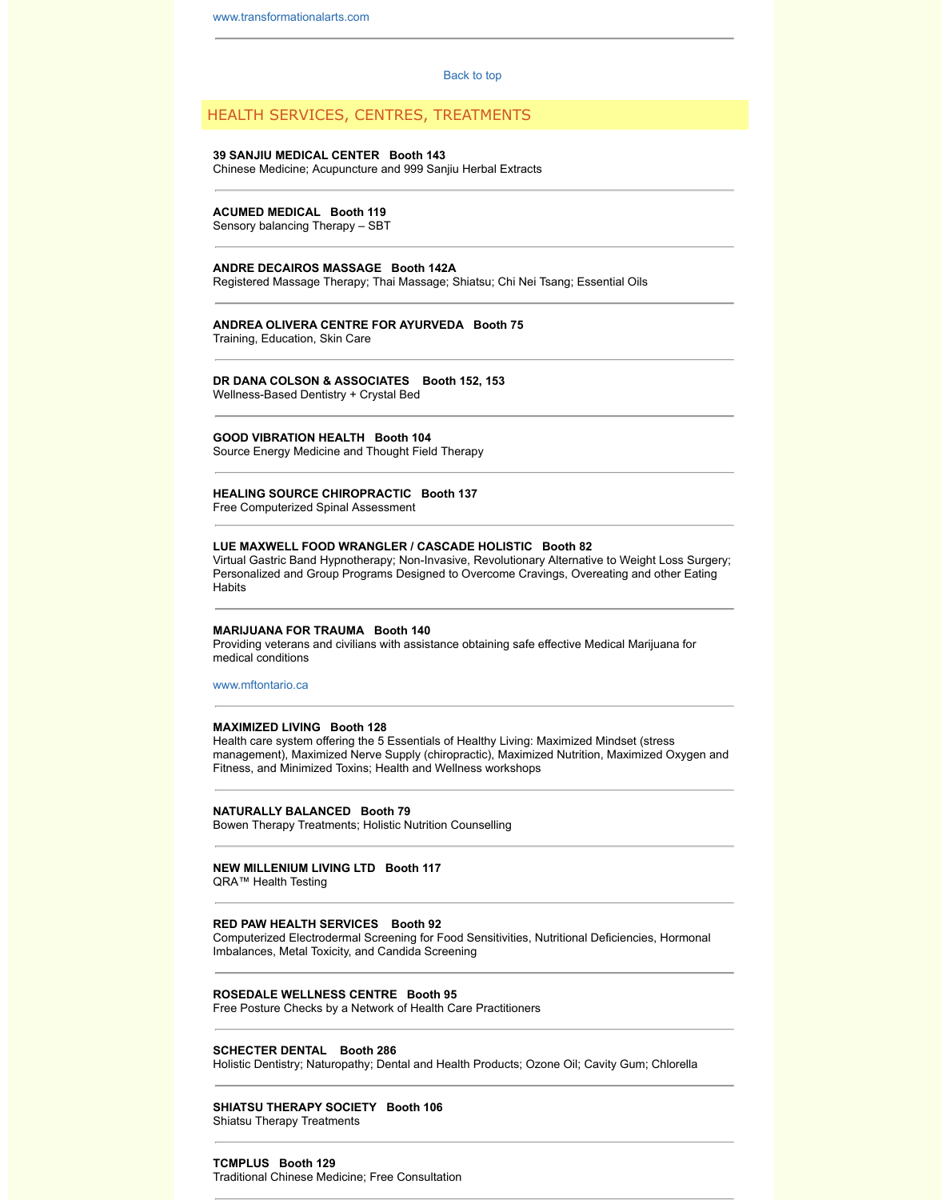www.transformationalarts.com

---

Back to top

## HEALTH SERVICES, CENTRES, TREATMENTS

**39 SANJIU MEDICAL CENTER   Booth 143**
Chinese Medicine; Acupuncture and 999 Sanjiu Herbal Extracts

---

**ACUMED MEDICAL   Booth 119**
Sensory balancing Therapy – SBT

---

**ANDRE DECAIROS MASSAGE   Booth 142A**
Registered Massage Therapy; Thai Massage; Shiatsu; Chi Nei Tsang; Essential Oils

---

**ANDREA OLIVERA CENTRE FOR AYURVEDA   Booth 75**
Training, Education, Skin Care

---

**DR DANA COLSON & ASSOCIATES   Booth 152, 153**
Wellness-Based Dentistry + Crystal Bed

---

**GOOD VIBRATION HEALTH   Booth 104**
Source Energy Medicine and Thought Field Therapy

---

**HEALING SOURCE CHIROPRACTIC   Booth 137**
Free Computerized Spinal Assessment

---

**LUE MAXWELL FOOD WRANGLER / CASCADE HOLISTIC   Booth 82**
Virtual Gastric Band Hypnotherapy; Non-Invasive, Revolutionary Alternative to Weight Loss Surgery; Personalized and Group Programs Designed to Overcome Cravings, Overeating and other Eating Habits

---

**MARIJUANA FOR TRAUMA   Booth 140**
Providing veterans and civilians with assistance obtaining safe effective Medical Marijuana for medical conditions

www.mftontario.ca

---

**MAXIMIZED LIVING   Booth 128**
Health care system offering the 5 Essentials of Healthy Living: Maximized Mindset (stress management), Maximized Nerve Supply (chiropractic), Maximized Nutrition, Maximized Oxygen and Fitness, and Minimized Toxins; Health and Wellness workshops

---

**NATURALLY BALANCED   Booth 79**
Bowen Therapy Treatments; Holistic Nutrition Counselling

---

**NEW MILLENIUM LIVING LTD   Booth 117**
QRA™ Health Testing

---

**RED PAW HEALTH SERVICES   Booth 92**
Computerized Electrodermal Screening for Food Sensitivities, Nutritional Deficiencies, Hormonal Imbalances, Metal Toxicity, and Candida Screening

---

**ROSEDALE WELLNESS CENTRE   Booth 95**
Free Posture Checks by a Network of Health Care Practitioners

---

**SCHECTER DENTAL   Booth 286**
Holistic Dentistry; Naturopathy; Dental and Health Products; Ozone Oil; Cavity Gum; Chlorella

---

**SHIATSU THERAPY SOCIETY   Booth 106**
Shiatsu Therapy Treatments

---

**TCMPLUS   Booth 129**
Traditional Chinese Medicine; Free Consultation

---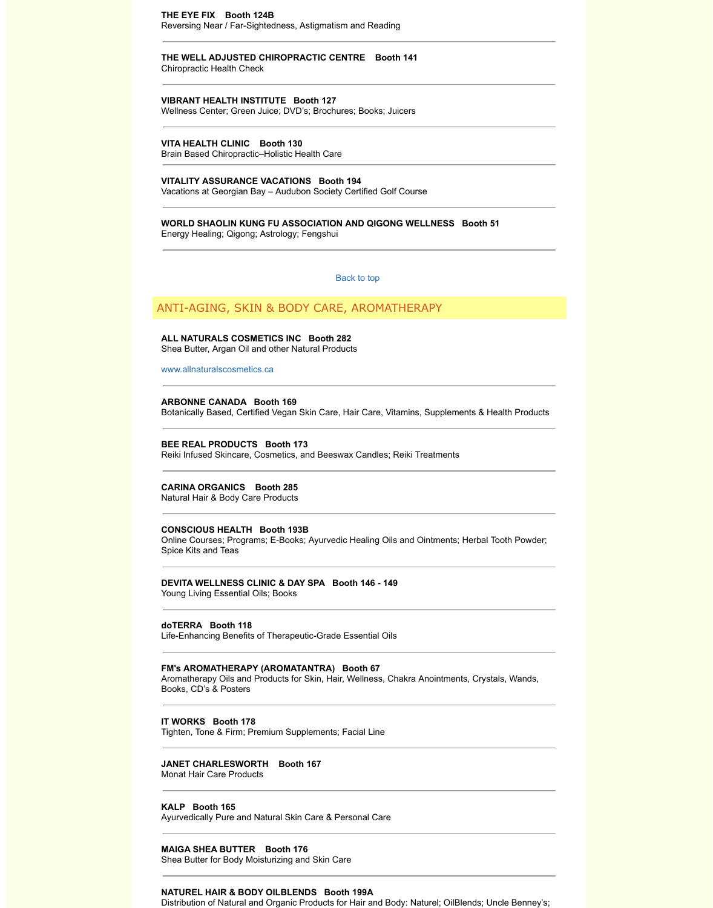**THE EYE FIX Booth 124B**
Reversing Near / Far-Sightedness, Astigmatism and Reading

---

**THE WELL ADJUSTED CHIROPRACTIC CENTRE Booth 141**
Chiropractic Health Check

---

**VIBRANT HEALTH INSTITUTE Booth 127**
Wellness Center; Green Juice; DVD's; Brochures; Books; Juicers

---

**VITA HEALTH CLINIC Booth 130**
Brain Based Chiropractic–Holistic Health Care

---

**VITALITY ASSURANCE VACATIONS Booth 194**
Vacations at Georgian Bay – Audubon Society Certified Golf Course

---

**WORLD SHAOLIN KUNG FU ASSOCIATION AND QIGONG WELLNESS Booth 51**
Energy Healing; Qigong; Astrology; Fengshui

---

Back to top

## ANTI-AGING, SKIN & BODY CARE, AROMATHERAPY

**ALL NATURALS COSMETICS INC Booth 282**
Shea Butter, Argan Oil and other Natural Products

www.allnaturalscosmetics.ca

---

**ARBONNE CANADA Booth 169**
Botanically Based, Certified Vegan Skin Care, Hair Care, Vitamins, Supplements & Health Products

---

**BEE REAL PRODUCTS Booth 173**
Reiki Infused Skincare, Cosmetics, and Beeswax Candles; Reiki Treatments

---

**CARINA ORGANICS Booth 285**
Natural Hair & Body Care Products

---

**CONSCIOUS HEALTH Booth 193B**
Online Courses; Programs; E-Books; Ayurvedic Healing Oils and Ointments; Herbal Tooth Powder; Spice Kits and Teas

---

**DEVITA WELLNESS CLINIC & DAY SPA Booth 146 - 149**
Young Living Essential Oils; Books

---

**doTERRA Booth 118**
Life-Enhancing Benefits of Therapeutic-Grade Essential Oils

---

**FM's AROMATHERAPY (AROMATANTRA) Booth 67**
Aromatherapy Oils and Products for Skin, Hair, Wellness, Chakra Anointments, Crystals, Wands, Books, CD's & Posters

---

**IT WORKS Booth 178**
Tighten, Tone & Firm; Premium Supplements; Facial Line

---

**JANET CHARLESWORTH Booth 167**
Monat Hair Care Products

---

**KALP Booth 165**
Ayurvedically Pure and Natural Skin Care & Personal Care

---

**MAIGA SHEA BUTTER Booth 176**
Shea Butter for Body Moisturizing and Skin Care

---

**NATUREL HAIR & BODY OILBLENDS Booth 199A**
Distribution of Natural and Organic Products for Hair and Body: Naturel; OilBlends; Uncle Benney's;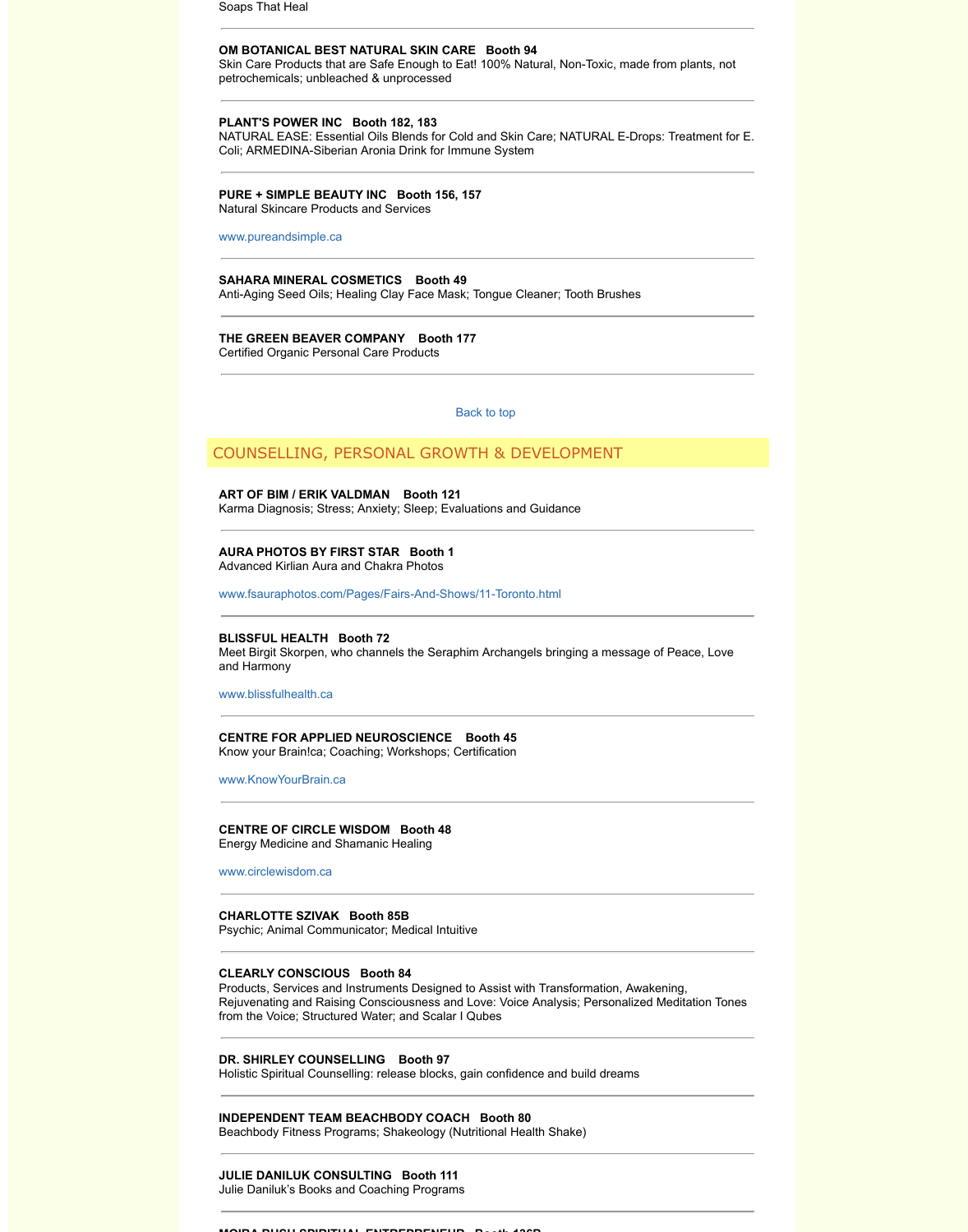Soaps That Heal

---

**OM BOTANICAL BEST NATURAL SKIN CARE   Booth 94**
Skin Care Products that are Safe Enough to Eat! 100% Natural, Non-Toxic, made from plants, not petrochemicals; unbleached & unprocessed

---

**PLANT'S POWER INC   Booth 182, 183**
NATURAL EASE: Essential Oils Blends for Cold and Skin Care; NATURAL E-Drops: Treatment for E. Coli; ARMEDINA-Siberian Aronia Drink for Immune System

---

**PURE + SIMPLE BEAUTY INC   Booth 156, 157**
Natural Skincare Products and Services

www.pureandsimple.ca

---

**SAHARA MINERAL COSMETICS   Booth 49**
Anti-Aging Seed Oils; Healing Clay Face Mask; Tongue Cleaner; Tooth Brushes

---

**THE GREEN BEAVER COMPANY   Booth 177**
Certified Organic Personal Care Products

---

Back to top

## COUNSELLING, PERSONAL GROWTH & DEVELOPMENT

**ART OF BIM / ERIK VALDMAN   Booth 121**
Karma Diagnosis; Stress; Anxiety; Sleep; Evaluations and Guidance

---

**AURA PHOTOS BY FIRST STAR   Booth 1**
Advanced Kirlian Aura and Chakra Photos

www.fsauraphotos.com/Pages/Fairs-And-Shows/11-Toronto.html

---

**BLISSFUL HEALTH   Booth 72**
Meet Birgit Skorpen, who channels the Seraphim Archangels bringing a message of Peace, Love and Harmony

www.blissfulhealth.ca

---

**CENTRE FOR APPLIED NEUROSCIENCE   Booth 45**
Know your Brain!ca; Coaching; Workshops; Certification

www.KnowYourBrain.ca

---

**CENTRE OF CIRCLE WISDOM   Booth 48**
Energy Medicine and Shamanic Healing

www.circlewisdom.ca

---

**CHARLOTTE SZIVAK   Booth 85B**
Psychic; Animal Communicator; Medical Intuitive

---

**CLEARLY CONSCIOUS   Booth 84**
Products, Services and Instruments Designed to Assist with Transformation, Awakening, Rejuvenating and Raising Consciousness and Love: Voice Analysis; Personalized Meditation Tones from the Voice; Structured Water; and Scalar I Qubes

---

**DR. SHIRLEY COUNSELLING   Booth 97**
Holistic Spiritual Counselling: release blocks, gain confidence and build dreams

---

**INDEPENDENT TEAM BEACHBODY COACH   Booth 80**
Beachbody Fitness Programs; Shakeology (Nutritional Health Shake)

---

**JULIE DANILUK CONSULTING   Booth 111**
Julie Daniluk's Books and Coaching Programs

---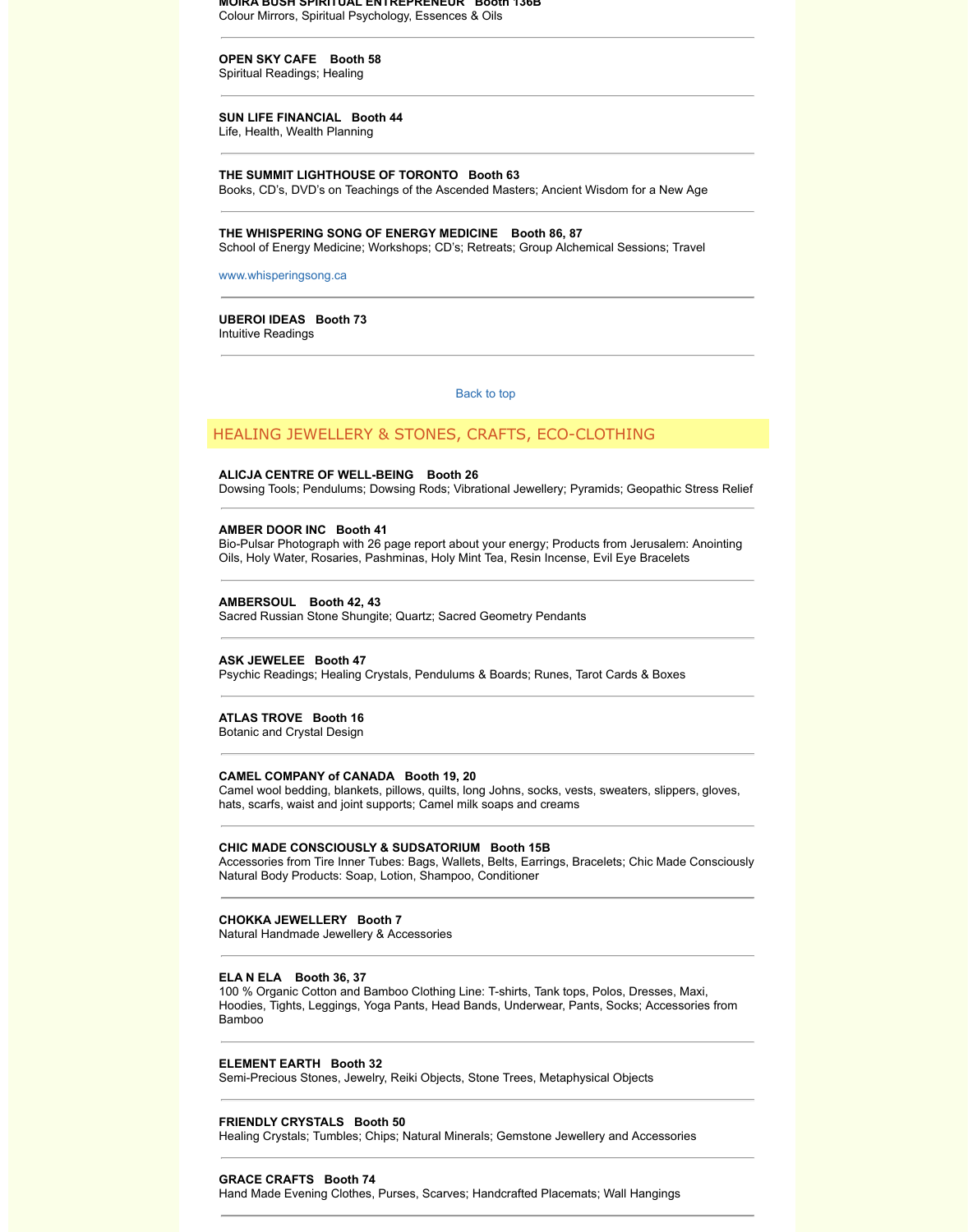**MOIRA BUSH SPIRITUAL ENTREPRENEUR Booth 136B**
Colour Mirrors, Spiritual Psychology, Essences & Oils

---

**OPEN SKY CAFE Booth 58**
Spiritual Readings; Healing

---

**SUN LIFE FINANCIAL Booth 44**
Life, Health, Wealth Planning

---

**THE SUMMIT LIGHTHOUSE OF TORONTO Booth 63**
Books, CD's, DVD's on Teachings of the Ascended Masters; Ancient Wisdom for a New Age

---

**THE WHISPERING SONG OF ENERGY MEDICINE Booth 86, 87**
School of Energy Medicine; Workshops; CD's; Retreats; Group Alchemical Sessions; Travel

www.whisperingsong.ca

---

**UBEROI IDEAS Booth 73**
Intuitive Readings

---

Back to top

## HEALING JEWELLERY & STONES, CRAFTS, ECO-CLOTHING

**ALICJA CENTRE OF WELL-BEING Booth 26**
Dowsing Tools; Pendulums; Dowsing Rods; Vibrational Jewellery; Pyramids; Geopathic Stress Relief

---

**AMBER DOOR INC Booth 41**
Bio-Pulsar Photograph with 26 page report about your energy; Products from Jerusalem: Anointing Oils, Holy Water, Rosaries, Pashminas, Holy Mint Tea, Resin Incense, Evil Eye Bracelets

---

**AMBERSOUL Booth 42, 43**
Sacred Russian Stone Shungite; Quartz; Sacred Geometry Pendants

---

**ASK JEWELEE Booth 47**
Psychic Readings; Healing Crystals, Pendulums & Boards; Runes, Tarot Cards & Boxes

---

**ATLAS TROVE Booth 16**
Botanic and Crystal Design

---

**CAMEL COMPANY of CANADA Booth 19, 20**
Camel wool bedding, blankets, pillows, quilts, long Johns, socks, vests, sweaters, slippers, gloves, hats, scarfs, waist and joint supports; Camel milk soaps and creams

---

**CHIC MADE CONSCIOUSLY & SUDSATORIUM Booth 15B**
Accessories from Tire Inner Tubes: Bags, Wallets, Belts, Earrings, Bracelets; Chic Made Consciously Natural Body Products: Soap, Lotion, Shampoo, Conditioner

---

**CHOKKA JEWELLERY Booth 7**
Natural Handmade Jewellery & Accessories

---

**ELA N ELA Booth 36, 37**
100 % Organic Cotton and Bamboo Clothing Line: T-shirts, Tank tops, Polos, Dresses, Maxi, Hoodies, Tights, Leggings, Yoga Pants, Head Bands, Underwear, Pants, Socks; Accessories from Bamboo

---

**ELEMENT EARTH Booth 32**
Semi-Precious Stones, Jewelry, Reiki Objects, Stone Trees, Metaphysical Objects

---

**FRIENDLY CRYSTALS Booth 50**
Healing Crystals; Tumbles; Chips; Natural Minerals; Gemstone Jewellery and Accessories

---

**GRACE CRAFTS Booth 74**
Hand Made Evening Clothes, Purses, Scarves; Handcrafted Placemats; Wall Hangings

---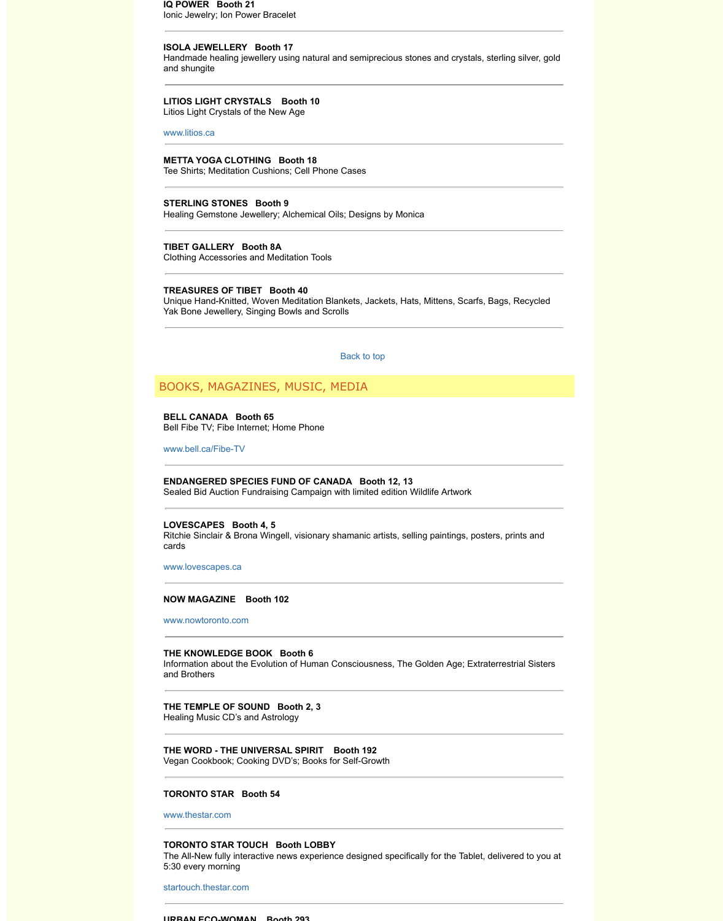**IQ POWER   Booth 21**
Ionic Jewelry; Ion Power Bracelet

---

**ISOLA JEWELLERY   Booth 17**
Handmade healing jewellery using natural and semiprecious stones and crystals, sterling silver, gold and shungite

---

**LITIOS LIGHT CRYSTALS   Booth 10**
Litios Light Crystals of the New Age

www.litios.ca

---

**METTA YOGA CLOTHING   Booth 18**
Tee Shirts; Meditation Cushions; Cell Phone Cases

---

**STERLING STONES   Booth 9**
Healing Gemstone Jewellery; Alchemical Oils; Designs by Monica

---

**TIBET GALLERY   Booth 8A**
Clothing Accessories and Meditation Tools

---

**TREASURES OF TIBET   Booth 40**
Unique Hand-Knitted, Woven Meditation Blankets, Jackets, Hats, Mittens, Scarfs, Bags, Recycled Yak Bone Jewellery, Singing Bowls and Scrolls

---

Back to top

## BOOKS, MAGAZINES, MUSIC, MEDIA

**BELL CANADA   Booth 65**
Bell Fibe TV; Fibe Internet; Home Phone

www.bell.ca/Fibe-TV

---

**ENDANGERED SPECIES FUND OF CANADA   Booth 12, 13**
Sealed Bid Auction Fundraising Campaign with limited edition Wildlife Artwork

---

**LOVESCAPES   Booth 4, 5**
Ritchie Sinclair & Brona Wingell, visionary shamanic artists, selling paintings, posters, prints and cards

www.lovescapes.ca

---

**NOW MAGAZINE   Booth 102**

www.nowtoronto.com

---

**THE KNOWLEDGE BOOK   Booth 6**
Information about the Evolution of Human Consciousness, The Golden Age; Extraterrestrial Sisters and Brothers

---

**THE TEMPLE OF SOUND   Booth 2, 3**
Healing Music CD's and Astrology

---

**THE WORD - THE UNIVERSAL SPIRIT   Booth 192**
Vegan Cookbook; Cooking DVD's; Books for Self-Growth

---

**TORONTO STAR   Booth 54**

www.thestar.com

---

**TORONTO STAR TOUCH   Booth LOBBY**
The All-New fully interactive news experience designed specifically for the Tablet, delivered to you at 5:30 every morning

startouch.thestar.com

---

**URBAN ECO-WOMAN   Booth 293**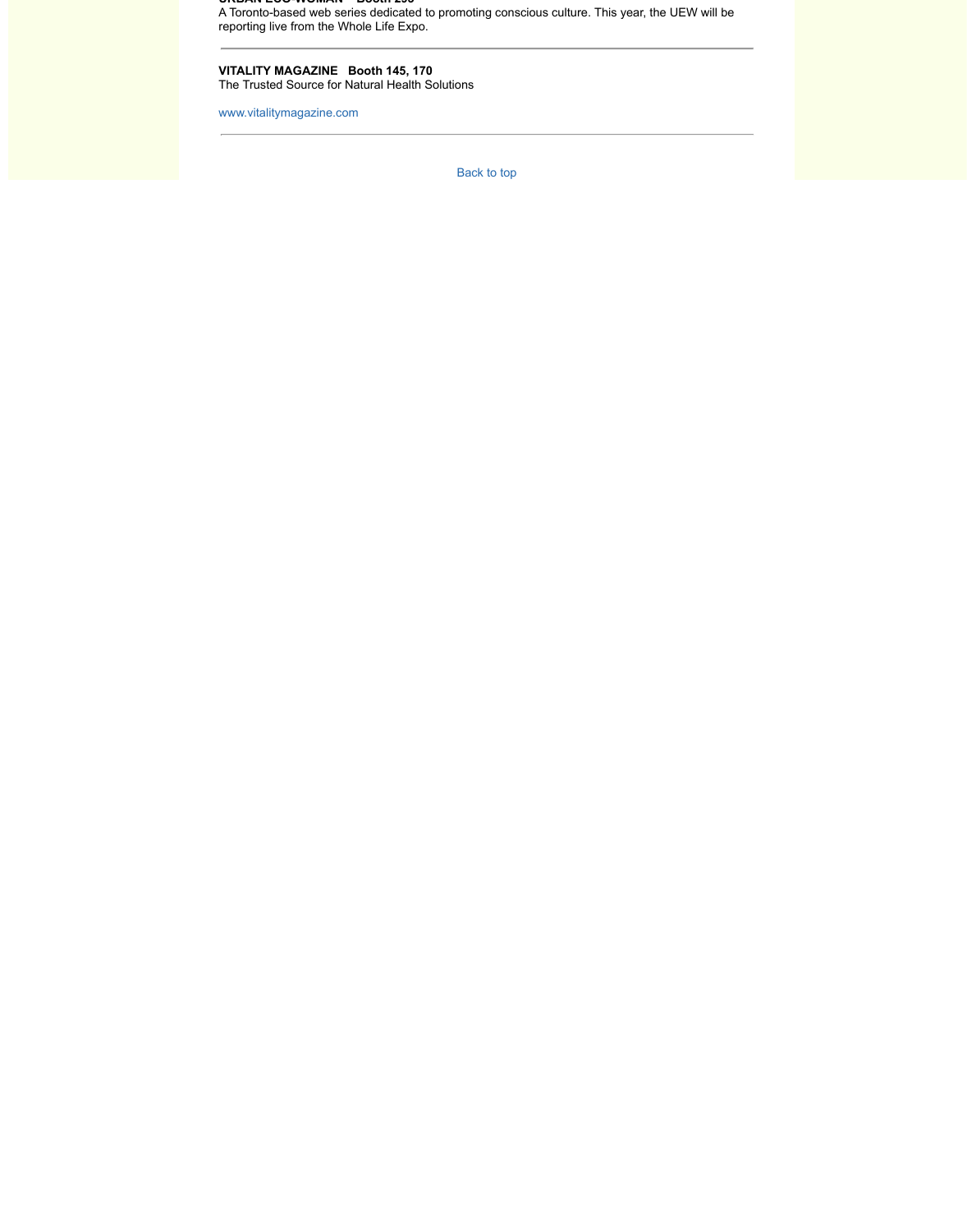**URBAN ECO WOMAN   Booth 290**

A Toronto-based web series dedicated to promoting conscious culture. This year, the UEW will be reporting live from the Whole Life Expo.

---

**VITALITY MAGAZINE   Booth 145, 170**

The Trusted Source for Natural Health Solutions

www.vitalitymagazine.com

---

Back to top